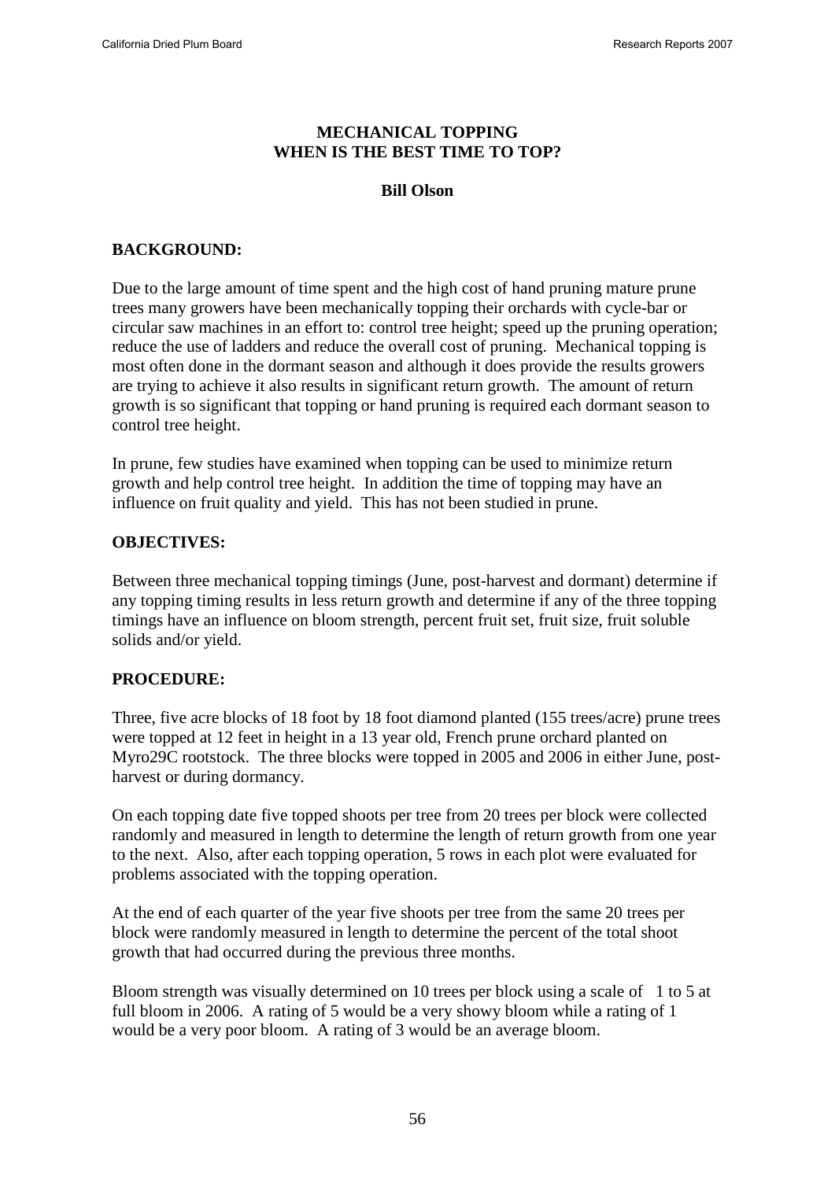# MECHANICAL TOPPING
# WHEN IS THE BEST TIME TO TOP?

**Bill Olson**

## BACKGROUND:

Due to the large amount of time spent and the high cost of hand pruning mature prune trees many growers have been mechanically topping their orchards with cycle-bar or circular saw machines in an effort to: control tree height; speed up the pruning operation; reduce the use of ladders and reduce the overall cost of pruning. Mechanical topping is most often done in the dormant season and although it does provide the results growers are trying to achieve it also results in significant return growth. The amount of return growth is so significant that topping or hand pruning is required each dormant season to control tree height.

In prune, few studies have examined when topping can be used to minimize return growth and help control tree height. In addition the time of topping may have an influence on fruit quality and yield. This has not been studied in prune.

## OBJECTIVES:

Between three mechanical topping timings (June, post-harvest and dormant) determine if any topping timing results in less return growth and determine if any of the three topping timings have an influence on bloom strength, percent fruit set, fruit size, fruit soluble solids and/or yield.

## PROCEDURE:

Three, five acre blocks of 18 foot by 18 foot diamond planted (155 trees/acre) prune trees were topped at 12 feet in height in a 13 year old, French prune orchard planted on Myro29C rootstock. The three blocks were topped in 2005 and 2006 in either June, post-harvest or during dormancy.

On each topping date five topped shoots per tree from 20 trees per block were collected randomly and measured in length to determine the length of return growth from one year to the next. Also, after each topping operation, 5 rows in each plot were evaluated for problems associated with the topping operation.

At the end of each quarter of the year five shoots per tree from the same 20 trees per block were randomly measured in length to determine the percent of the total shoot growth that had occurred during the previous three months.

Bloom strength was visually determined on 10 trees per block using a scale of 1 to 5 at full bloom in 2006. A rating of 5 would be a very showy bloom while a rating of 1 would be a very poor bloom. A rating of 3 would be an average bloom.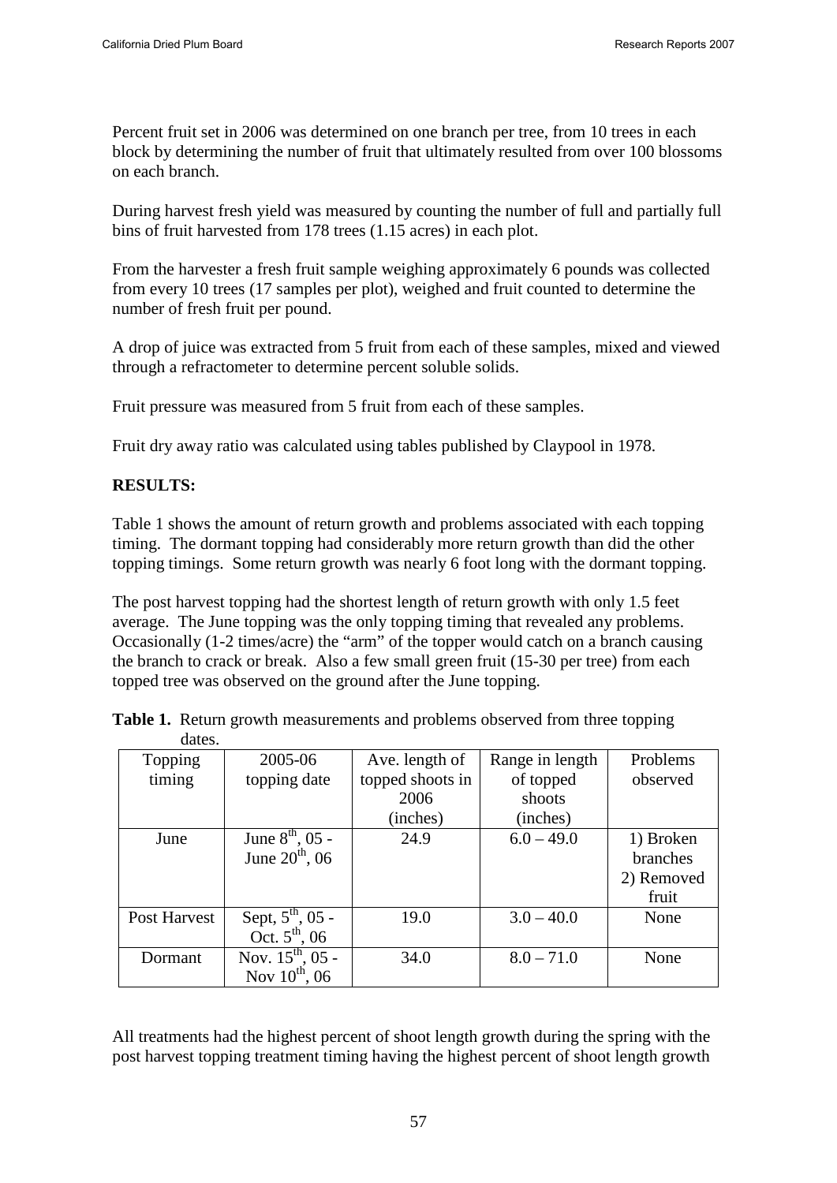Percent fruit set in 2006 was determined on one branch per tree, from 10 trees in each block by determining the number of fruit that ultimately resulted from over 100 blossoms on each branch.

During harvest fresh yield was measured by counting the number of full and partially full bins of fruit harvested from 178 trees (1.15 acres) in each plot.

From the harvester a fresh fruit sample weighing approximately 6 pounds was collected from every 10 trees (17 samples per plot), weighed and fruit counted to determine the number of fresh fruit per pound.

A drop of juice was extracted from 5 fruit from each of these samples, mixed and viewed through a refractometer to determine percent soluble solids.

Fruit pressure was measured from 5 fruit from each of these samples.

Fruit dry away ratio was calculated using tables published by Claypool in 1978.

**RESULTS:**

Table 1 shows the amount of return growth and problems associated with each topping timing. The dormant topping had considerably more return growth than did the other topping timings. Some return growth was nearly 6 foot long with the dormant topping.

The post harvest topping had the shortest length of return growth with only 1.5 feet average. The June topping was the only topping timing that revealed any problems. Occasionally (1-2 times/acre) the "arm" of the topper would catch on a branch causing the branch to crack or break. Also a few small green fruit (15-30 per tree) from each topped tree was observed on the ground after the June topping.

**Table 1.** Return growth measurements and problems observed from three topping dates.

| Topping timing | 2005-06 topping date | Ave. length of topped shoots in 2006 (inches) | Range in length of topped shoots (inches) | Problems observed |
|---|---|---|---|---|
| June | June 8th, 05 - June 20th, 06 | 24.9 | 6.0 – 49.0 | 1) Broken branches 2) Removed fruit |
| Post Harvest | Sept, 5th, 05 - Oct. 5th, 06 | 19.0 | 3.0 – 40.0 | None |
| Dormant | Nov. 15th, 05 - Nov 10th, 06 | 34.0 | 8.0 – 71.0 | None |

All treatments had the highest percent of shoot length growth during the spring with the post harvest topping treatment timing having the highest percent of shoot length growth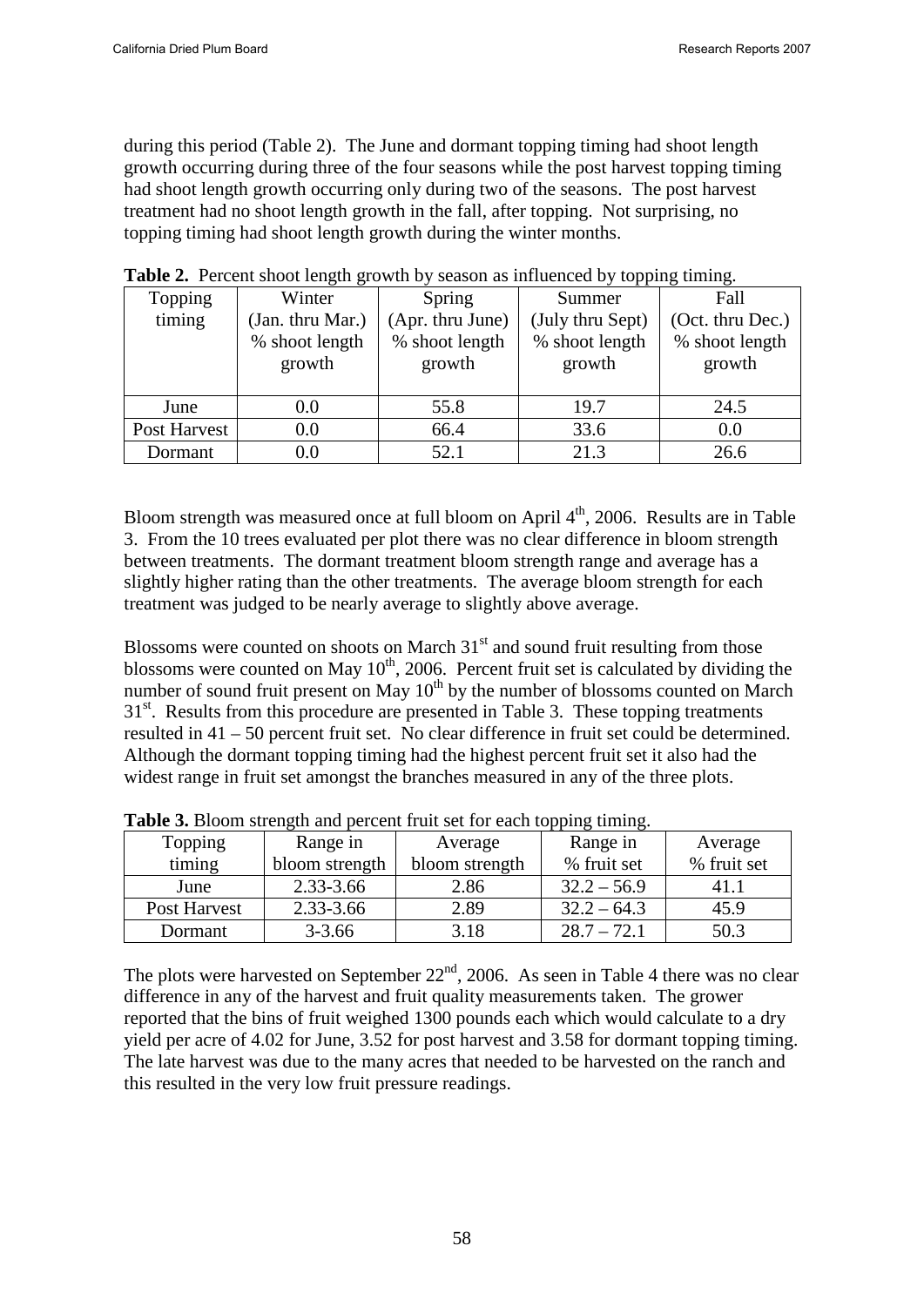during this period (Table 2). The June and dormant topping timing had shoot length growth occurring during three of the four seasons while the post harvest topping timing had shoot length growth occurring only during two of the seasons. The post harvest treatment had no shoot length growth in the fall, after topping. Not surprising, no topping timing had shoot length growth during the winter months.

**Table 2.** Percent shoot length growth by season as influenced by topping timing.

| Topping timing | Winter (Jan. thru Mar.) % shoot length growth | Spring (Apr. thru June) % shoot length growth | Summer (July thru Sept) % shoot length growth | Fall (Oct. thru Dec.) % shoot length growth |
|---|---|---|---|---|
| June | 0.0 | 55.8 | 19.7 | 24.5 |
| Post Harvest | 0.0 | 66.4 | 33.6 | 0.0 |
| Dormant | 0.0 | 52.1 | 21.3 | 26.6 |

Bloom strength was measured once at full bloom on April 4th, 2006. Results are in Table 3. From the 10 trees evaluated per plot there was no clear difference in bloom strength between treatments. The dormant treatment bloom strength range and average has a slightly higher rating than the other treatments. The average bloom strength for each treatment was judged to be nearly average to slightly above average.

Blossoms were counted on shoots on March 31st and sound fruit resulting from those blossoms were counted on May 10th, 2006. Percent fruit set is calculated by dividing the number of sound fruit present on May 10th by the number of blossoms counted on March 31st. Results from this procedure are presented in Table 3. These topping treatments resulted in 41 – 50 percent fruit set. No clear difference in fruit set could be determined. Although the dormant topping timing had the highest percent fruit set it also had the widest range in fruit set amongst the branches measured in any of the three plots.

**Table 3.** Bloom strength and percent fruit set for each topping timing.

| Topping timing | Range in bloom strength | Average bloom strength | Range in % fruit set | Average % fruit set |
|---|---|---|---|---|
| June | 2.33-3.66 | 2.86 | 32.2 – 56.9 | 41.1 |
| Post Harvest | 2.33-3.66 | 2.89 | 32.2 – 64.3 | 45.9 |
| Dormant | 3-3.66 | 3.18 | 28.7 – 72.1 | 50.3 |

The plots were harvested on September 22nd, 2006. As seen in Table 4 there was no clear difference in any of the harvest and fruit quality measurements taken. The grower reported that the bins of fruit weighed 1300 pounds each which would calculate to a dry yield per acre of 4.02 for June, 3.52 for post harvest and 3.58 for dormant topping timing. The late harvest was due to the many acres that needed to be harvested on the ranch and this resulted in the very low fruit pressure readings.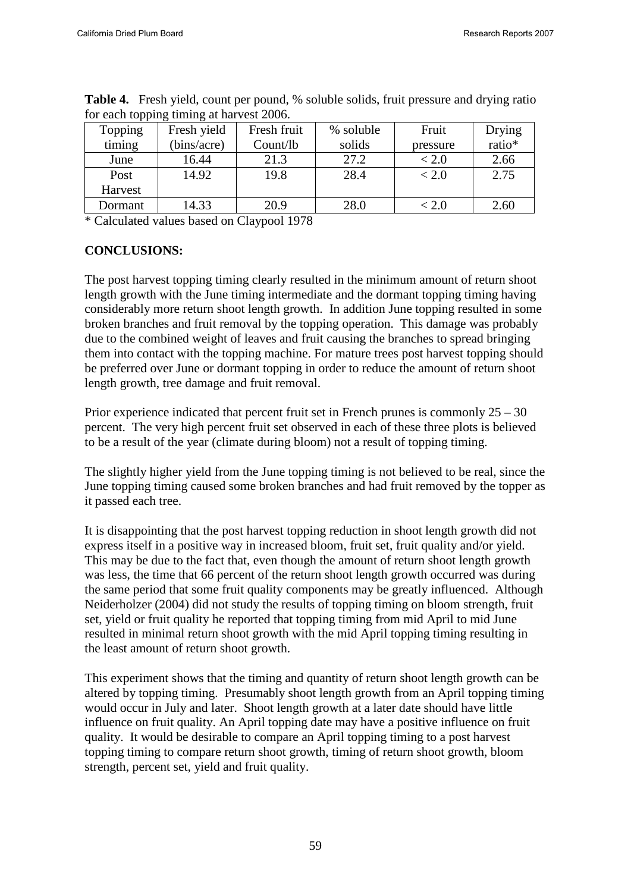**Table 4.** Fresh yield, count per pound, % soluble solids, fruit pressure and drying ratio for each topping timing at harvest 2006.

| Topping timing | Fresh yield (bins/acre) | Fresh fruit Count/lb | % soluble solids | Fruit pressure | Drying ratio* |
|---|---|---|---|---|---|
| June | 16.44 | 21.3 | 27.2 | < 2.0 | 2.66 |
| Post Harvest | 14.92 | 19.8 | 28.4 | < 2.0 | 2.75 |
| Dormant | 14.33 | 20.9 | 28.0 | < 2.0 | 2.60 |

* Calculated values based on Claypool 1978

**CONCLUSIONS:**

The post harvest topping timing clearly resulted in the minimum amount of return shoot length growth with the June timing intermediate and the dormant topping timing having considerably more return shoot length growth. In addition June topping resulted in some broken branches and fruit removal by the topping operation. This damage was probably due to the combined weight of leaves and fruit causing the branches to spread bringing them into contact with the topping machine. For mature trees post harvest topping should be preferred over June or dormant topping in order to reduce the amount of return shoot length growth, tree damage and fruit removal.

Prior experience indicated that percent fruit set in French prunes is commonly 25 – 30 percent. The very high percent fruit set observed in each of these three plots is believed to be a result of the year (climate during bloom) not a result of topping timing.

The slightly higher yield from the June topping timing is not believed to be real, since the June topping timing caused some broken branches and had fruit removed by the topper as it passed each tree.

It is disappointing that the post harvest topping reduction in shoot length growth did not express itself in a positive way in increased bloom, fruit set, fruit quality and/or yield. This may be due to the fact that, even though the amount of return shoot length growth was less, the time that 66 percent of the return shoot length growth occurred was during the same period that some fruit quality components may be greatly influenced. Although Neiderholzer (2004) did not study the results of topping timing on bloom strength, fruit set, yield or fruit quality he reported that topping timing from mid April to mid June resulted in minimal return shoot growth with the mid April topping timing resulting in the least amount of return shoot growth.

This experiment shows that the timing and quantity of return shoot length growth can be altered by topping timing. Presumably shoot length growth from an April topping timing would occur in July and later. Shoot length growth at a later date should have little influence on fruit quality. An April topping date may have a positive influence on fruit quality. It would be desirable to compare an April topping timing to a post harvest topping timing to compare return shoot growth, timing of return shoot growth, bloom strength, percent set, yield and fruit quality.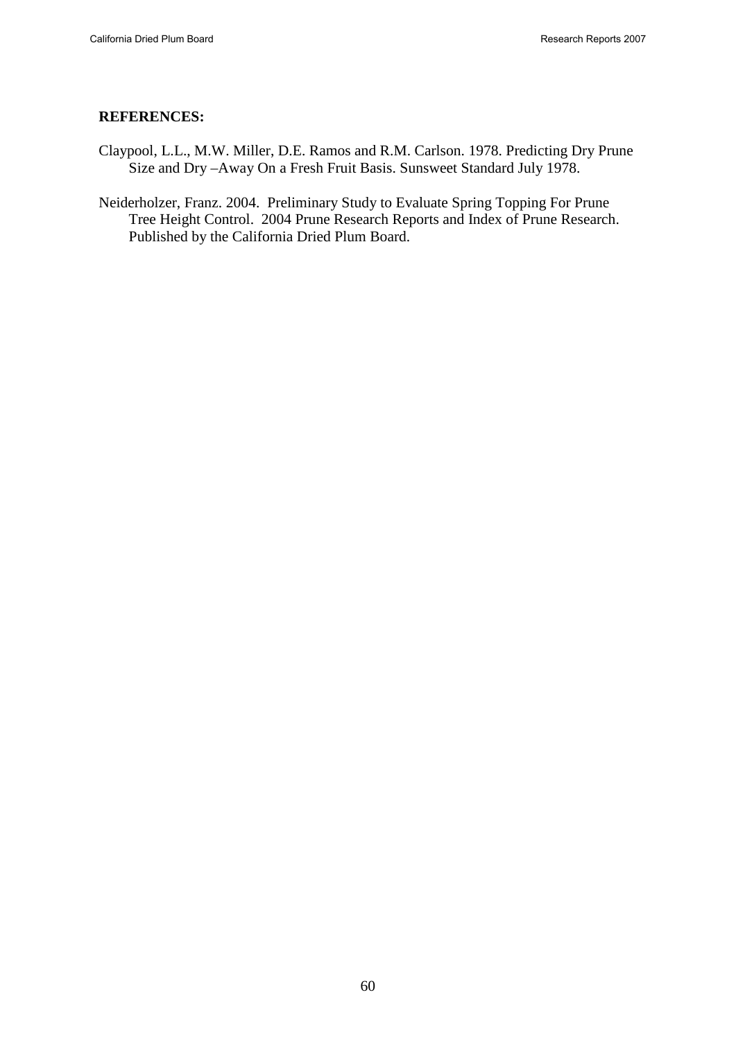**REFERENCES:**

Claypool, L.L., M.W. Miller, D.E. Ramos and R.M. Carlson. 1978. Predicting Dry Prune Size and Dry –Away On a Fresh Fruit Basis. Sunsweet Standard July 1978.

Neiderholzer, Franz. 2004. Preliminary Study to Evaluate Spring Topping For Prune Tree Height Control. 2004 Prune Research Reports and Index of Prune Research. Published by the California Dried Plum Board.